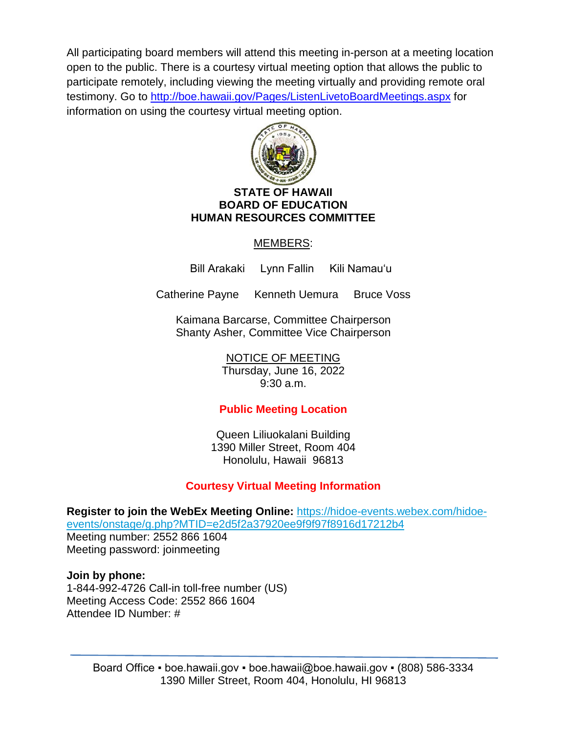All participating board members will attend this meeting in-person at a meeting location open to the public. There is a courtesy virtual meeting option that allows the public to participate remotely, including viewing the meeting virtually and providing remote oral testimony. Go to [http://boe.hawaii.gov/Pages/ListenLivetoBoardMeetings.aspx](http://boe.hawaii.gov/Pages/ListenLivetoBoardMeetings.aspx) for information on using the courtesy virtual meeting option.

# STATE OF HAWAII
# BOARD OF EDUCATION
# HUMAN RESOURCES COMMITTEE

MEMBERS:

Bill Arakaki Lynn Fallin Kili Namauʻu

Catherine Payne Kenneth Uemura Bruce Voss

Kaimana Barcarse, Committee Chairperson
Shanty Asher, Committee Vice Chairperson

NOTICE OF MEETING
Thursday, June 16, 2022
9:30 a.m.

**Public Meeting Location**

Queen Liliuokalani Building
1390 Miller Street, Room 404
Honolulu, Hawaii 96813

**Courtesy Virtual Meeting Information**

**Register to join the WebEx Meeting Online:** [https://hidoe-events.webex.com/hidoe-events/onstage/g.php?MTID=e2d5f2a37920ee9f9f97f8916d17212b4](https://hidoe-events.webex.com/hidoe-events/onstage/g.php?MTID=e2d5f2a37920ee9f9f97f8916d17212b4)
Meeting number: 2552 866 1604
Meeting password: joinmeeting

**Join by phone:**
1-844-992-4726 Call-in toll-free number (US)
Meeting Access Code: 2552 866 1604
Attendee ID Number: #

Board Office ▪ boe.hawaii.gov ▪ boe.hawaii@boe.hawaii.gov ▪ (808) 586-3334
1390 Miller Street, Room 404, Honolulu, HI 96813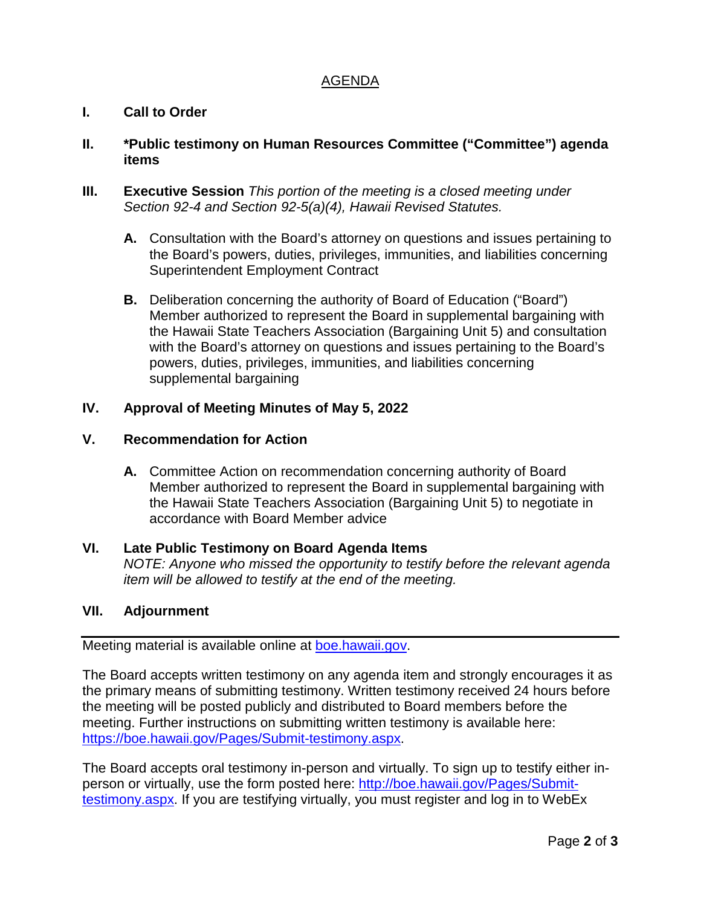## AGENDA

**I. Call to Order**

**II. \*Public testimony on Human Resources Committee ("Committee") agenda items**

**III. Executive Session** *This portion of the meeting is a closed meeting under Section 92-4 and Section 92-5(a)(4), Hawaii Revised Statutes.*

- **A.** Consultation with the Board's attorney on questions and issues pertaining to the Board's powers, duties, privileges, immunities, and liabilities concerning Superintendent Employment Contract

- **B.** Deliberation concerning the authority of Board of Education ("Board") Member authorized to represent the Board in supplemental bargaining with the Hawaii State Teachers Association (Bargaining Unit 5) and consultation with the Board's attorney on questions and issues pertaining to the Board's powers, duties, privileges, immunities, and liabilities concerning supplemental bargaining

**IV. Approval of Meeting Minutes of May 5, 2022**

**V. Recommendation for Action**

- **A.** Committee Action on recommendation concerning authority of Board Member authorized to represent the Board in supplemental bargaining with the Hawaii State Teachers Association (Bargaining Unit 5) to negotiate in accordance with Board Member advice

**VI. Late Public Testimony on Board Agenda Items**
*NOTE: Anyone who missed the opportunity to testify before the relevant agenda item will be allowed to testify at the end of the meeting.*

**VII. Adjournment**

---

Meeting material is available online at [boe.hawaii.gov](http://boe.hawaii.gov).

The Board accepts written testimony on any agenda item and strongly encourages it as the primary means of submitting testimony. Written testimony received 24 hours before the meeting will be posted publicly and distributed to Board members before the meeting. Further instructions on submitting written testimony is available here: [https://boe.hawaii.gov/Pages/Submit-testimony.aspx](https://boe.hawaii.gov/Pages/Submit-testimony.aspx).

The Board accepts oral testimony in-person and virtually. To sign up to testify either in-person or virtually, use the form posted here: [http://boe.hawaii.gov/Pages/Submit-testimony.aspx](http://boe.hawaii.gov/Pages/Submit-testimony.aspx). If you are testifying virtually, you must register and log in to WebEx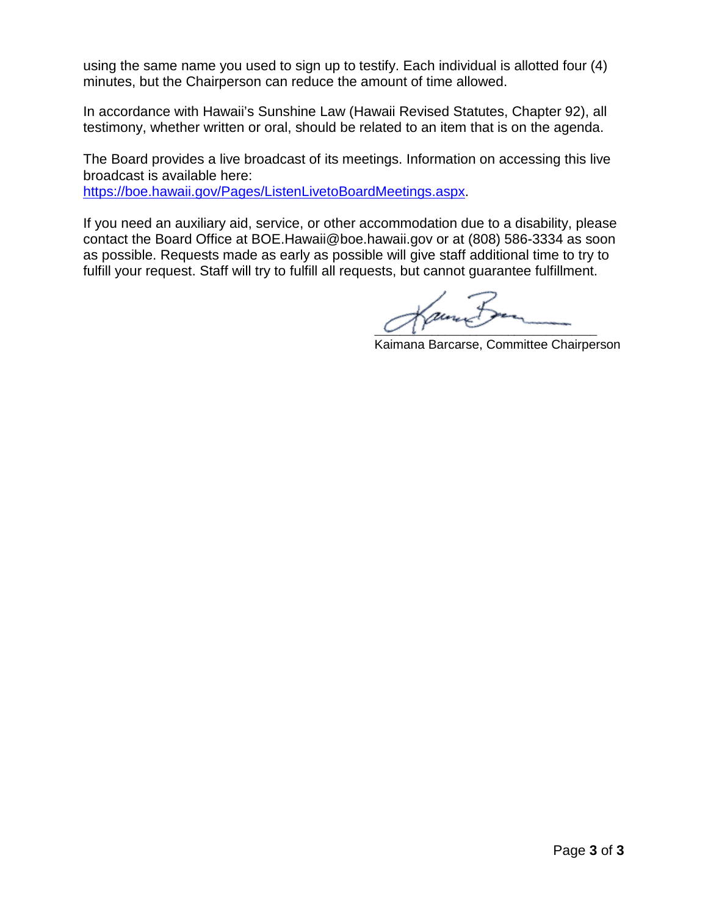using the same name you used to sign up to testify. Each individual is allotted four (4) minutes, but the Chairperson can reduce the amount of time allowed.

In accordance with Hawaii's Sunshine Law (Hawaii Revised Statutes, Chapter 92), all testimony, whether written or oral, should be related to an item that is on the agenda.

The Board provides a live broadcast of its meetings. Information on accessing this live broadcast is available here: [https://boe.hawaii.gov/Pages/ListenLivetoBoardMeetings.aspx](https://boe.hawaii.gov/Pages/ListenLivetoBoardMeetings.aspx).

If you need an auxiliary aid, service, or other accommodation due to a disability, please contact the Board Office at BOE.Hawaii@boe.hawaii.gov or at (808) 586-3334 as soon as possible. Requests made as early as possible will give staff additional time to try to fulfill your request. Staff will try to fulfill all requests, but cannot guarantee fulfillment.

Kaimana Barcarse, Committee Chairperson